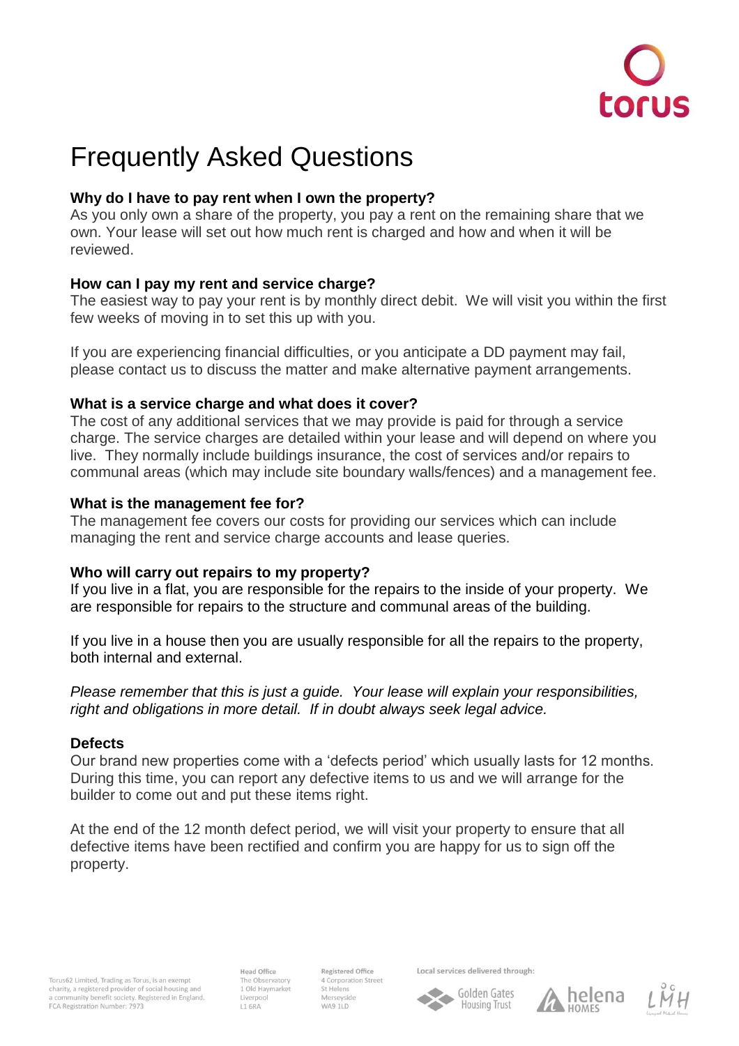# Frequently Asked Questions

**Why do I have to pay rent when I own the property?**
As you only own a share of the property, you pay a rent on the remaining share that we own. Your lease will set out how much rent is charged and how and when it will be reviewed.

**How can I pay my rent and service charge?**
The easiest way to pay your rent is by monthly direct debit. We will visit you within the first few weeks of moving in to set this up with you.

If you are experiencing financial difficulties, or you anticipate a DD payment may fail, please contact us to discuss the matter and make alternative payment arrangements.

**What is a service charge and what does it cover?**
The cost of any additional services that we may provide is paid for through a service charge. The service charges are detailed within your lease and will depend on where you live. They normally include buildings insurance, the cost of services and/or repairs to communal areas (which may include site boundary walls/fences) and a management fee.

**What is the management fee for?**
The management fee covers our costs for providing our services which can include managing the rent and service charge accounts and lease queries.

**Who will carry out repairs to my property?**
If you live in a flat, you are responsible for the repairs to the inside of your property. We are responsible for repairs to the structure and communal areas of the building.

If you live in a house then you are usually responsible for all the repairs to the property, both internal and external.

*Please remember that this is just a guide. Your lease will explain your responsibilities, right and obligations in more detail. If in doubt always seek legal advice.*

**Defects**
Our brand new properties come with a 'defects period' which usually lasts for 12 months. During this time, you can report any defective items to us and we will arrange for the builder to come out and put these items right.

At the end of the 12 month defect period, we will visit your property to ensure that all defective items have been rectified and confirm you are happy for us to sign off the property.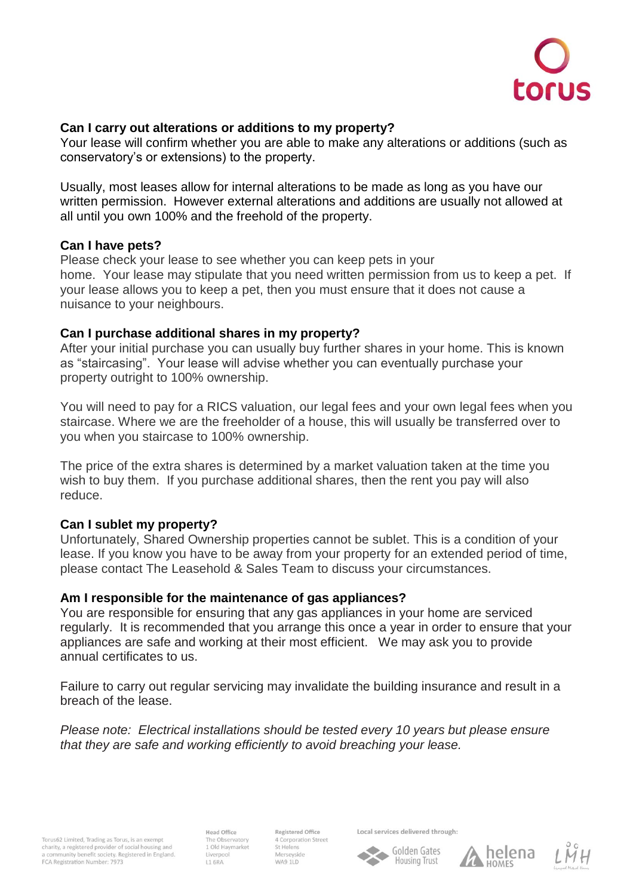**Can I carry out alterations or additions to my property?**

Your lease will confirm whether you are able to make any alterations or additions (such as conservatory's or extensions) to the property.

Usually, most leases allow for internal alterations to be made as long as you have our written permission. However external alterations and additions are usually not allowed at all until you own 100% and the freehold of the property.

**Can I have pets?**

Please check your lease to see whether you can keep pets in your home. Your lease may stipulate that you need written permission from us to keep a pet. If your lease allows you to keep a pet, then you must ensure that it does not cause a nuisance to your neighbours.

**Can I purchase additional shares in my property?**

After your initial purchase you can usually buy further shares in your home. This is known as "staircasing". Your lease will advise whether you can eventually purchase your property outright to 100% ownership.

You will need to pay for a RICS valuation, our legal fees and your own legal fees when you staircase. Where we are the freeholder of a house, this will usually be transferred over to you when you staircase to 100% ownership.

The price of the extra shares is determined by a market valuation taken at the time you wish to buy them. If you purchase additional shares, then the rent you pay will also reduce.

**Can I sublet my property?**

Unfortunately, Shared Ownership properties cannot be sublet. This is a condition of your lease. If you know you have to be away from your property for an extended period of time, please contact The Leasehold & Sales Team to discuss your circumstances.

**Am I responsible for the maintenance of gas appliances?**

You are responsible for ensuring that any gas appliances in your home are serviced regularly. It is recommended that you arrange this once a year in order to ensure that your appliances are safe and working at their most efficient. We may ask you to provide annual certificates to us.

Failure to carry out regular servicing may invalidate the building insurance and result in a breach of the lease.

*Please note: Electrical installations should be tested every 10 years but please ensure that they are safe and working efficiently to avoid breaching your lease.*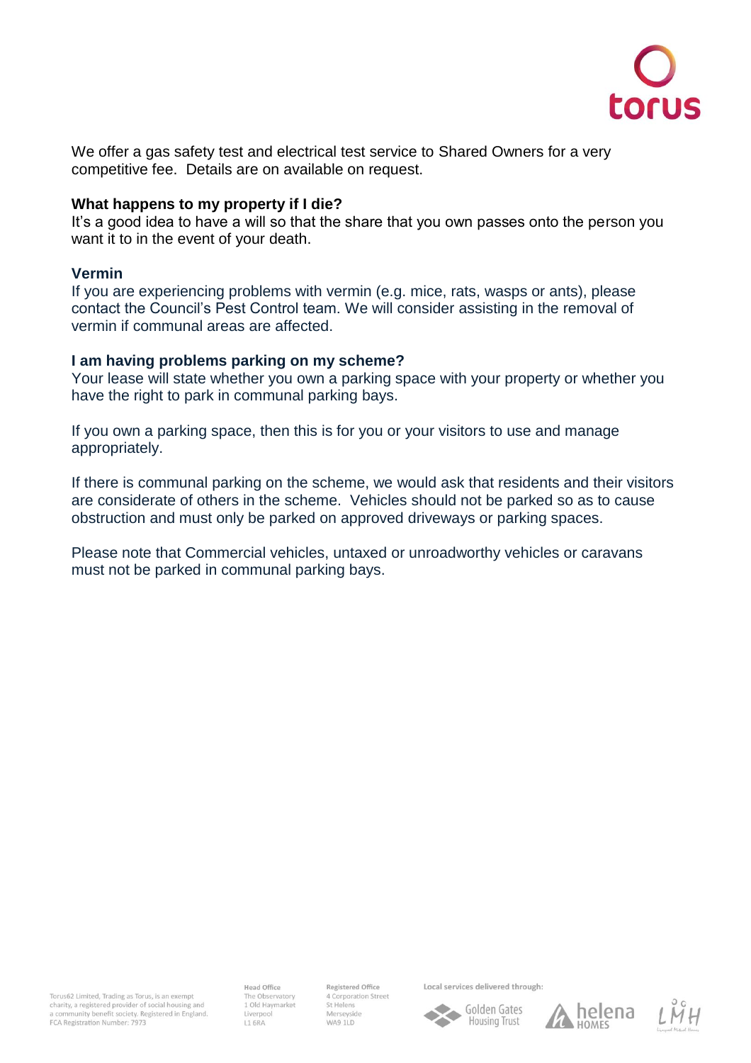We offer a gas safety test and electrical test service to Shared Owners for a very competitive fee. Details are on available on request.

**What happens to my property if I die?**
It's a good idea to have a will so that the share that you own passes onto the person you want it to in the event of your death.

**Vermin**
If you are experiencing problems with vermin (e.g. mice, rats, wasps or ants), please contact the Council's Pest Control team. We will consider assisting in the removal of vermin if communal areas are affected.

**I am having problems parking on my scheme?**
Your lease will state whether you own a parking space with your property or whether you have the right to park in communal parking bays.

If you own a parking space, then this is for you or your visitors to use and manage appropriately.

If there is communal parking on the scheme, we would ask that residents and their visitors are considerate of others in the scheme. Vehicles should not be parked so as to cause obstruction and must only be parked on approved driveways or parking spaces.

Please note that Commercial vehicles, untaxed or unroadworthy vehicles or caravans must not be parked in communal parking bays.